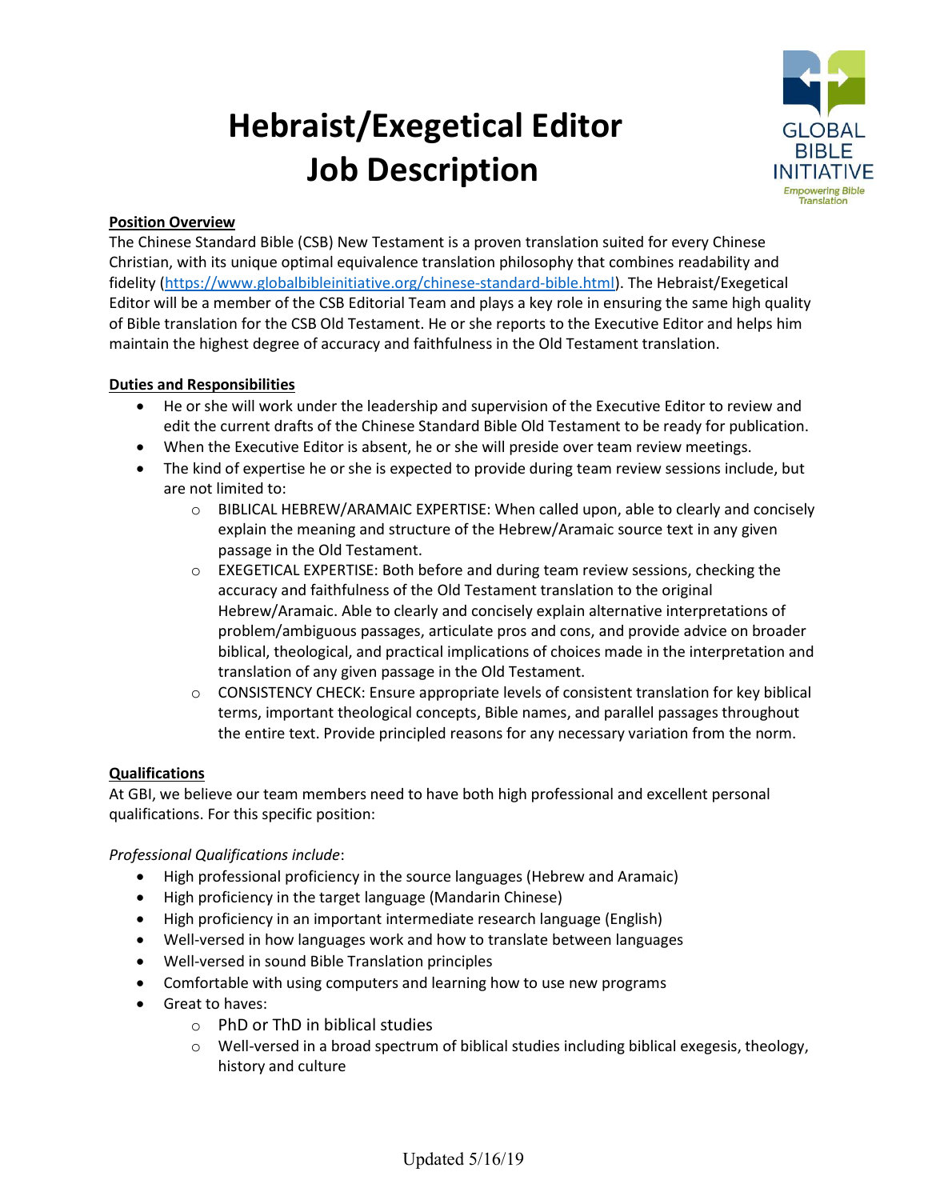# Hebraist/Exegetical Editor Job Description

GLOBAL BIBLE INITIATIVE
Empowering Bible Translation

**Position Overview**

The Chinese Standard Bible (CSB) New Testament is a proven translation suited for every Chinese Christian, with its unique optimal equivalence translation philosophy that combines readability and fidelity (https://www.globalbibleinitiative.org/chinese-standard-bible.html). The Hebraist/Exegetical Editor will be a member of the CSB Editorial Team and plays a key role in ensuring the same high quality of Bible translation for the CSB Old Testament. He or she reports to the Executive Editor and helps him maintain the highest degree of accuracy and faithfulness in the Old Testament translation.

**Duties and Responsibilities**

- He or she will work under the leadership and supervision of the Executive Editor to review and edit the current drafts of the Chinese Standard Bible Old Testament to be ready for publication.
- When the Executive Editor is absent, he or she will preside over team review meetings.
- The kind of expertise he or she is expected to provide during team review sessions include, but are not limited to:
  - BIBLICAL HEBREW/ARAMAIC EXPERTISE: When called upon, able to clearly and concisely explain the meaning and structure of the Hebrew/Aramaic source text in any given passage in the Old Testament.
  - EXEGETICAL EXPERTISE: Both before and during team review sessions, checking the accuracy and faithfulness of the Old Testament translation to the original Hebrew/Aramaic. Able to clearly and concisely explain alternative interpretations of problem/ambiguous passages, articulate pros and cons, and provide advice on broader biblical, theological, and practical implications of choices made in the interpretation and translation of any given passage in the Old Testament.
  - CONSISTENCY CHECK: Ensure appropriate levels of consistent translation for key biblical terms, important theological concepts, Bible names, and parallel passages throughout the entire text. Provide principled reasons for any necessary variation from the norm.

**Qualifications**

At GBI, we believe our team members need to have both high professional and excellent personal qualifications. For this specific position:

*Professional Qualifications include*:

- High professional proficiency in the source languages (Hebrew and Aramaic)
- High proficiency in the target language (Mandarin Chinese)
- High proficiency in an important intermediate research language (English)
- Well-versed in how languages work and how to translate between languages
- Well-versed in sound Bible Translation principles
- Comfortable with using computers and learning how to use new programs
- Great to haves:
  - PhD or ThD in biblical studies
  - Well-versed in a broad spectrum of biblical studies including biblical exegesis, theology, history and culture

Updated 5/16/19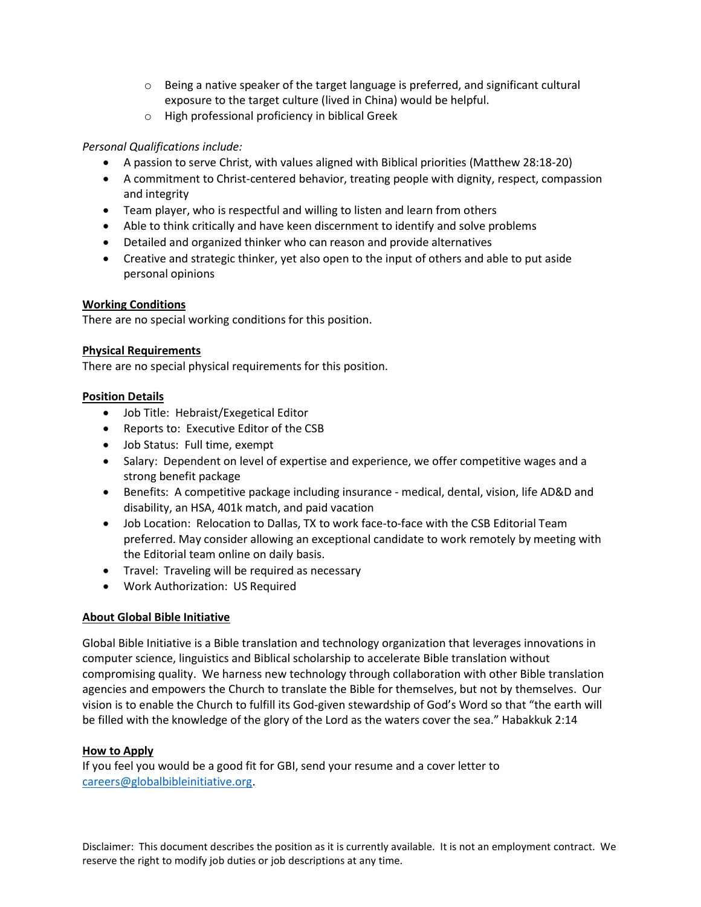- Being a native speaker of the target language is preferred, and significant cultural exposure to the target culture (lived in China) would be helpful.
  - High professional proficiency in biblical Greek

*Personal Qualifications include:*

- A passion to serve Christ, with values aligned with Biblical priorities (Matthew 28:18-20)
- A commitment to Christ-centered behavior, treating people with dignity, respect, compassion and integrity
- Team player, who is respectful and willing to listen and learn from others
- Able to think critically and have keen discernment to identify and solve problems
- Detailed and organized thinker who can reason and provide alternatives
- Creative and strategic thinker, yet also open to the input of others and able to put aside personal opinions

**Working Conditions**

There are no special working conditions for this position.

**Physical Requirements**

There are no special physical requirements for this position.

**Position Details**

- Job Title: Hebraist/Exegetical Editor
- Reports to: Executive Editor of the CSB
- Job Status: Full time, exempt
- Salary: Dependent on level of expertise and experience, we offer competitive wages and a strong benefit package
- Benefits: A competitive package including insurance - medical, dental, vision, life AD&D and disability, an HSA, 401k match, and paid vacation
- Job Location: Relocation to Dallas, TX to work face-to-face with the CSB Editorial Team preferred. May consider allowing an exceptional candidate to work remotely by meeting with the Editorial team online on daily basis.
- Travel: Traveling will be required as necessary
- Work Authorization: US Required

**About Global Bible Initiative**

Global Bible Initiative is a Bible translation and technology organization that leverages innovations in computer science, linguistics and Biblical scholarship to accelerate Bible translation without compromising quality. We harness new technology through collaboration with other Bible translation agencies and empowers the Church to translate the Bible for themselves, but not by themselves. Our vision is to enable the Church to fulfill its God-given stewardship of God's Word so that "the earth will be filled with the knowledge of the glory of the Lord as the waters cover the sea." Habakkuk 2:14

**How to Apply**

If you feel you would be a good fit for GBI, send your resume and a cover letter to careers@globalbibleinitiative.org.

Disclaimer: This document describes the position as it is currently available. It is not an employment contract. We reserve the right to modify job duties or job descriptions at any time.